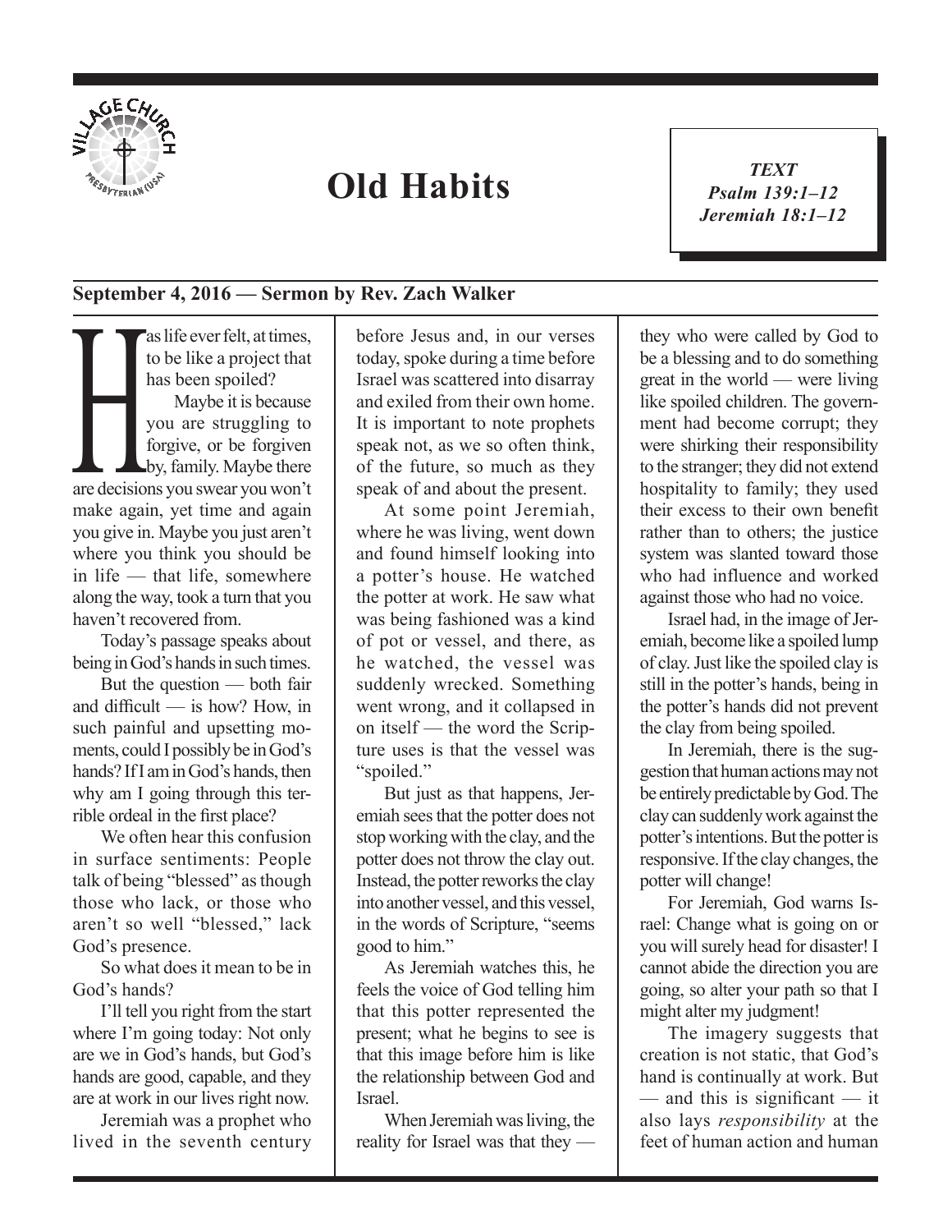# Old Habits

*TEXT*
*Psalm 139:1–12*
*Jeremiah 18:1–12*

**September 4, 2016 — Sermon by Rev. Zach Walker**

Has life ever felt, at times, to be like a project that has been spoiled?

Maybe it is because you are struggling to forgive, or be forgiven by, family. Maybe there are decisions you swear you won't make again, yet time and again you give in. Maybe you just aren't where you think you should be in life — that life, somewhere along the way, took a turn that you haven't recovered from.

Today's passage speaks about being in God's hands in such times.

But the question — both fair and difficult — is how? How, in such painful and upsetting moments, could I possibly be in God's hands? If I am in God's hands, then why am I going through this terrible ordeal in the first place?

We often hear this confusion in surface sentiments: People talk of being "blessed" as though those who lack, or those who aren't so well "blessed," lack God's presence.

So what does it mean to be in God's hands?

I'll tell you right from the start where I'm going today: Not only are we in God's hands, but God's hands are good, capable, and they are at work in our lives right now.

Jeremiah was a prophet who lived in the seventh century before Jesus and, in our verses today, spoke during a time before Israel was scattered into disarray and exiled from their own home. It is important to note prophets speak not, as we so often think, of the future, so much as they speak of and about the present.

At some point Jeremiah, where he was living, went down and found himself looking into a potter's house. He watched the potter at work. He saw what was being fashioned was a kind of pot or vessel, and there, as he watched, the vessel was suddenly wrecked. Something went wrong, and it collapsed in on itself — the word the Scripture uses is that the vessel was "spoiled."

But just as that happens, Jeremiah sees that the potter does not stop working with the clay, and the potter does not throw the clay out. Instead, the potter reworks the clay into another vessel, and this vessel, in the words of Scripture, "seems good to him."

As Jeremiah watches this, he feels the voice of God telling him that this potter represented the present; what he begins to see is that this image before him is like the relationship between God and Israel.

When Jeremiah was living, the reality for Israel was that they — they who were called by God to be a blessing and to do something great in the world — were living like spoiled children. The government had become corrupt; they were shirking their responsibility to the stranger; they did not extend hospitality to family; they used their excess to their own benefit rather than to others; the justice system was slanted toward those who had influence and worked against those who had no voice.

Israel had, in the image of Jeremiah, become like a spoiled lump of clay. Just like the spoiled clay is still in the potter's hands, being in the potter's hands did not prevent the clay from being spoiled.

In Jeremiah, there is the suggestion that human actions may not be entirely predictable by God. The clay can suddenly work against the potter's intentions. But the potter is responsive. If the clay changes, the potter will change!

For Jeremiah, God warns Israel: Change what is going on or you will surely head for disaster! I cannot abide the direction you are going, so alter your path so that I might alter my judgment!

The imagery suggests that creation is not static, that God's hand is continually at work. But — and this is significant — it also lays *responsibility* at the feet of human action and human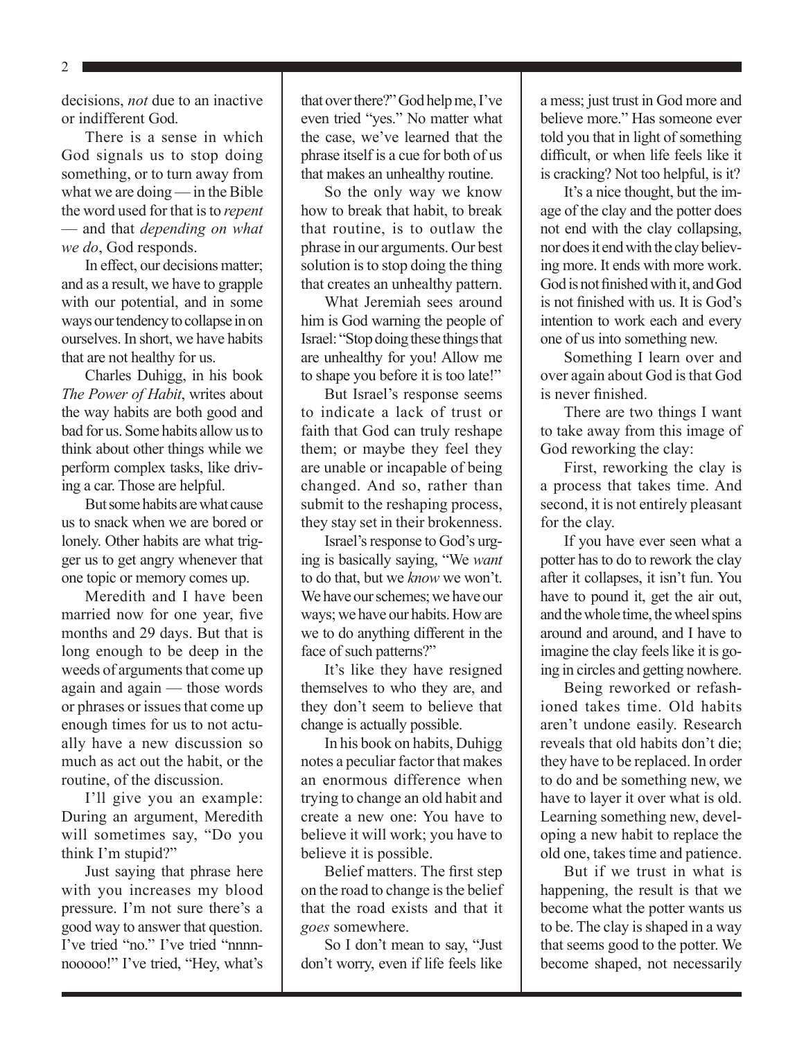decisions, *not* due to an inactive or indifferent God.

There is a sense in which God signals us to stop doing something, or to turn away from what we are doing — in the Bible the word used for that is to *repent* — and that *depending on what we do*, God responds.

In effect, our decisions matter; and as a result, we have to grapple with our potential, and in some ways our tendency to collapse in on ourselves. In short, we have habits that are not healthy for us.

Charles Duhigg, in his book *The Power of Habit*, writes about the way habits are both good and bad for us. Some habits allow us to think about other things while we perform complex tasks, like driving a car. Those are helpful.

But some habits are what cause us to snack when we are bored or lonely. Other habits are what trigger us to get angry whenever that one topic or memory comes up.

Meredith and I have been married now for one year, five months and 29 days. But that is long enough to be deep in the weeds of arguments that come up again and again — those words or phrases or issues that come up enough times for us to not actually have a new discussion so much as act out the habit, or the routine, of the discussion.

I'll give you an example: During an argument, Meredith will sometimes say, "Do you think I'm stupid?"

Just saying that phrase here with you increases my blood pressure. I'm not sure there's a good way to answer that question. I've tried "no." I've tried "nnnn-nooooo!" I've tried, "Hey, what's that over there?" God help me, I've even tried "yes." No matter what the case, we've learned that the phrase itself is a cue for both of us that makes an unhealthy routine.

So the only way we know how to break that habit, to break that routine, is to outlaw the phrase in our arguments. Our best solution is to stop doing the thing that creates an unhealthy pattern.

What Jeremiah sees around him is God warning the people of Israel: "Stop doing these things that are unhealthy for you! Allow me to shape you before it is too late!"

But Israel's response seems to indicate a lack of trust or faith that God can truly reshape them; or maybe they feel they are unable or incapable of being changed. And so, rather than submit to the reshaping process, they stay set in their brokenness.

Israel's response to God's urging is basically saying, "We *want* to do that, but we *know* we won't. We have our schemes; we have our ways; we have our habits. How are we to do anything different in the face of such patterns?"

It's like they have resigned themselves to who they are, and they don't seem to believe that change is actually possible.

In his book on habits, Duhigg notes a peculiar factor that makes an enormous difference when trying to change an old habit and create a new one: You have to believe it will work; you have to believe it is possible.

Belief matters. The first step on the road to change is the belief that the road exists and that it *goes* somewhere.

So I don't mean to say, "Just don't worry, even if life feels like a mess; just trust in God more and believe more." Has someone ever told you that in light of something difficult, or when life feels like it is cracking? Not too helpful, is it?

It's a nice thought, but the image of the clay and the potter does not end with the clay collapsing, nor does it end with the clay believing more. It ends with more work. God is not finished with it, and God is not finished with us. It is God's intention to work each and every one of us into something new.

Something I learn over and over again about God is that God is never finished.

There are two things I want to take away from this image of God reworking the clay:

First, reworking the clay is a process that takes time. And second, it is not entirely pleasant for the clay.

If you have ever seen what a potter has to do to rework the clay after it collapses, it isn't fun. You have to pound it, get the air out, and the whole time, the wheel spins around and around, and I have to imagine the clay feels like it is going in circles and getting nowhere.

Being reworked or refashioned takes time. Old habits aren't undone easily. Research reveals that old habits don't die; they have to be replaced. In order to do and be something new, we have to layer it over what is old. Learning something new, developing a new habit to replace the old one, takes time and patience.

But if we trust in what is happening, the result is that we become what the potter wants us to be. The clay is shaped in a way that seems good to the potter. We become shaped, not necessarily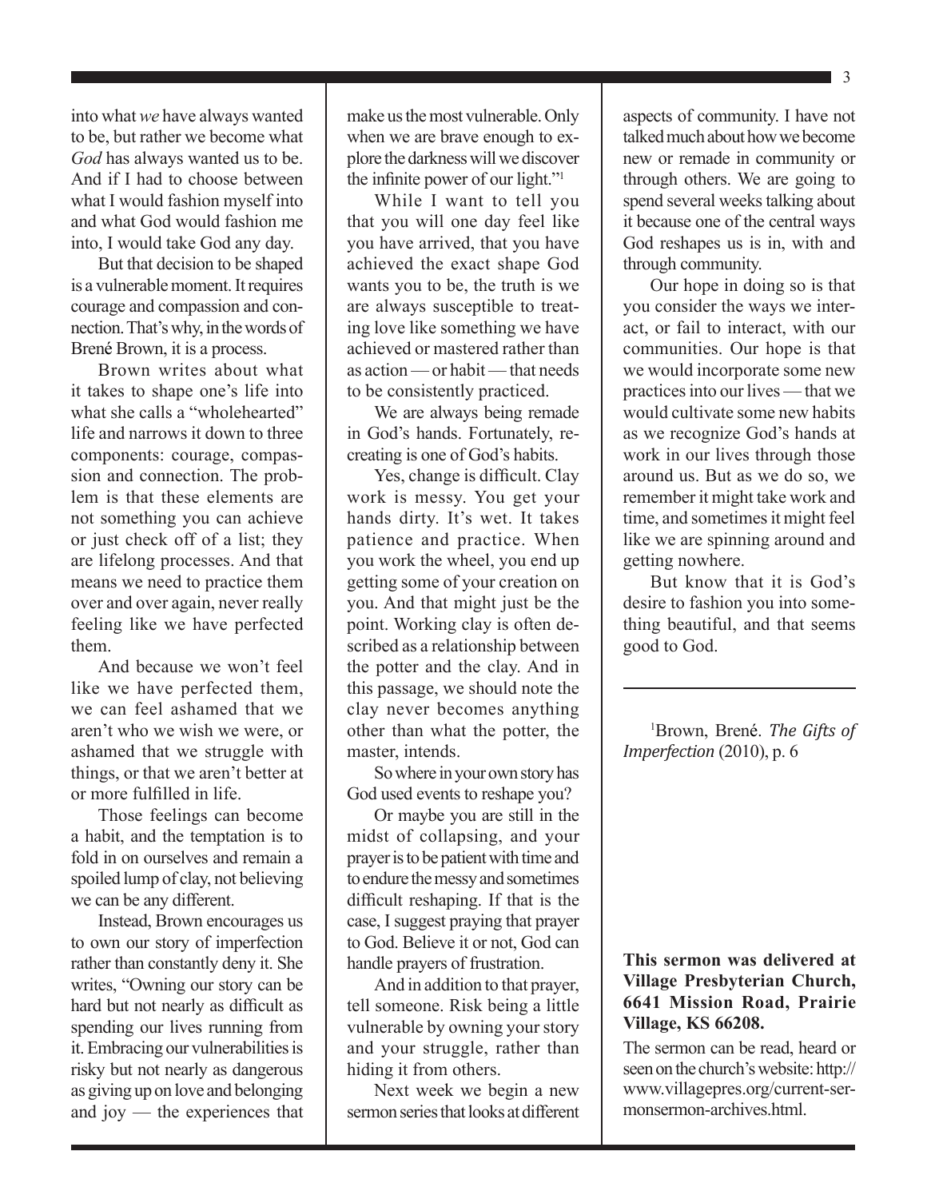into what *we* have always wanted to be, but rather we become what *God* has always wanted us to be. And if I had to choose between what I would fashion myself into and what God would fashion me into, I would take God any day.

But that decision to be shaped is a vulnerable moment. It requires courage and compassion and connection. That's why, in the words of Brené Brown, it is a process.

Brown writes about what it takes to shape one's life into what she calls a "wholehearted" life and narrows it down to three components: courage, compassion and connection. The problem is that these elements are not something you can achieve or just check off of a list; they are lifelong processes. And that means we need to practice them over and over again, never really feeling like we have perfected them.

And because we won't feel like we have perfected them, we can feel ashamed that we aren't who we wish we were, or ashamed that we struggle with things, or that we aren't better at or more fulfilled in life.

Those feelings can become a habit, and the temptation is to fold in on ourselves and remain a spoiled lump of clay, not believing we can be any different.

Instead, Brown encourages us to own our story of imperfection rather than constantly deny it. She writes, "Owning our story can be hard but not nearly as difficult as spending our lives running from it. Embracing our vulnerabilities is risky but not nearly as dangerous as giving up on love and belonging and joy — the experiences that make us the most vulnerable. Only when we are brave enough to explore the darkness will we discover the infinite power of our light."[1]

While I want to tell you that you will one day feel like you have arrived, that you have achieved the exact shape God wants you to be, the truth is we are always susceptible to treating love like something we have achieved or mastered rather than as action — or habit — that needs to be consistently practiced.

We are always being remade in God's hands. Fortunately, recreating is one of God's habits.

Yes, change is difficult. Clay work is messy. You get your hands dirty. It's wet. It takes patience and practice. When you work the wheel, you end up getting some of your creation on you. And that might just be the point. Working clay is often described as a relationship between the potter and the clay. And in this passage, we should note the clay never becomes anything other than what the potter, the master, intends.

So where in your own story has God used events to reshape you?

Or maybe you are still in the midst of collapsing, and your prayer is to be patient with time and to endure the messy and sometimes difficult reshaping. If that is the case, I suggest praying that prayer to God. Believe it or not, God can handle prayers of frustration.

And in addition to that prayer, tell someone. Risk being a little vulnerable by owning your story and your struggle, rather than hiding it from others.

Next week we begin a new sermon series that looks at different aspects of community. I have not talked much about how we become new or remade in community or through others. We are going to spend several weeks talking about it because one of the central ways God reshapes us is in, with and through community.

Our hope in doing so is that you consider the ways we interact, or fail to interact, with our communities. Our hope is that we would incorporate some new practices into our lives — that we would cultivate some new habits as we recognize God's hands at work in our lives through those around us. But as we do so, we remember it might take work and time, and sometimes it might feel like we are spinning around and getting nowhere.

But know that it is God's desire to fashion you into something beautiful, and that seems good to God.

---

[1]Brown, Brené. *The Gifts of Imperfection* (2010), p. 6

**This sermon was delivered at Village Presbyterian Church, 6641 Mission Road, Prairie Village, KS 66208.**

The sermon can be read, heard or seen on the church's website: http://www.villagepres.org/current-sermonsermon-archives.html.